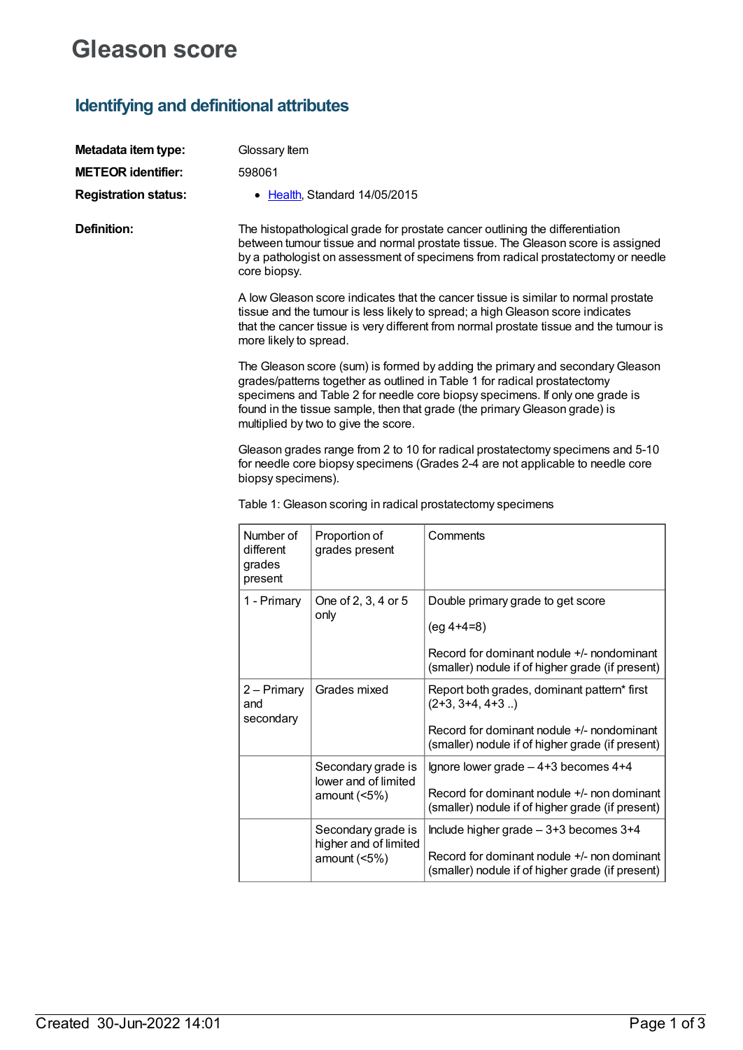# Gleason score

## Identifying and definitional attributes

**Metadata item type:** Glossary Item

**METEOR identifier:** 598061

**Registration status:**

- Health, Standard 14/05/2015

**Definition:**

The histopathological grade for prostate cancer outlining the differentiation between tumour tissue and normal prostate tissue. The Gleason score is assigned by a pathologist on assessment of specimens from radical prostatectomy or needle core biopsy.

A low Gleason score indicates that the cancer tissue is similar to normal prostate tissue and the tumour is less likely to spread; a high Gleason score indicates that the cancer tissue is very different from normal prostate tissue and the tumour is more likely to spread.

The Gleason score (sum) is formed by adding the primary and secondary Gleason grades/patterns together as outlined in Table 1 for radical prostatectomy specimens and Table 2 for needle core biopsy specimens. If only one grade is found in the tissue sample, then that grade (the primary Gleason grade) is multiplied by two to give the score.

Gleason grades range from 2 to 10 for radical prostatectomy specimens and 5-10 for needle core biopsy specimens (Grades 2-4 are not applicable to needle core biopsy specimens).

Table 1: Gleason scoring in radical prostatectomy specimens

| Number of different grades present | Proportion of grades present | Comments |
|---|---|---|
| 1 - Primary | One of 2, 3, 4 or 5 only | Double primary grade to get score<br><br>(eg 4+4=8)<br><br>Record for dominant nodule +/- nondominant (smaller) nodule if of higher grade (if present) |
| 2 – Primary and secondary | Grades mixed | Report both grades, dominant pattern* first (2+3, 3+4, 4+3 ..)<br><br>Record for dominant nodule +/- nondominant (smaller) nodule if of higher grade (if present) |
| | Secondary grade is lower and of limited amount (<5%) | Ignore lower grade – 4+3 becomes 4+4<br><br>Record for dominant nodule +/- non dominant (smaller) nodule if of higher grade (if present) |
| | Secondary grade is higher and of limited amount (<5%) | Include higher grade – 3+3 becomes 3+4<br><br>Record for dominant nodule +/- non dominant (smaller) nodule if of higher grade (if present) |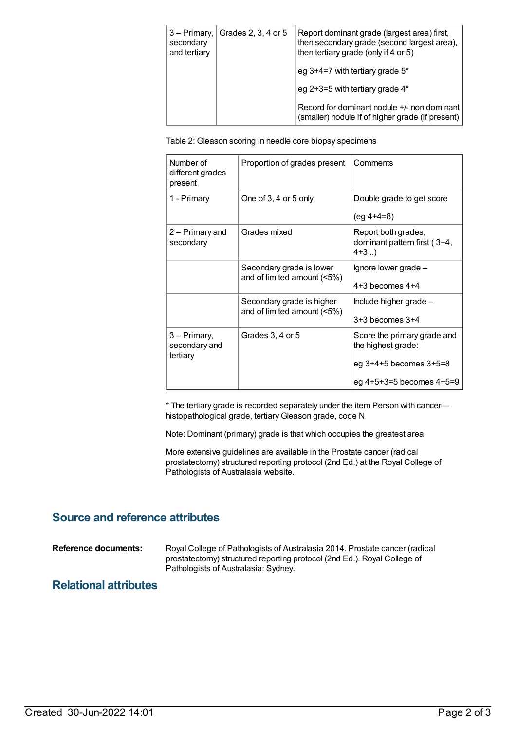| 3 – Primary, secondary and tertiary | Grades 2, 3, 4 or 5 | Report dominant grade (largest area) first, then secondary grade (second largest area), then tertiary grade (only if 4 or 5)<br><br>eg 3+4=7 with tertiary grade 5*<br><br>eg 2+3=5 with tertiary grade 4*<br><br>Record for dominant nodule +/- non dominant (smaller) nodule if of higher grade (if present) |
|---|---|---|

Table 2: Gleason scoring in needle core biopsy specimens

| Number of different grades present | Proportion of grades present | Comments |
|---|---|---|
| 1 - Primary | One of 3, 4 or 5 only | Double grade to get score<br><br>(eg 4+4=8) |
| 2 – Primary and secondary | Grades mixed | Report both grades, dominant pattern first ( 3+4, 4+3 ..) |
| | Secondary grade is lower and of limited amount (<5%) | Ignore lower grade –<br><br>4+3 becomes 4+4 |
| | Secondary grade is higher and of limited amount (<5%) | Include higher grade –<br><br>3+3 becomes 3+4 |
| 3 – Primary, secondary and tertiary | Grades 3, 4 or 5 | Score the primary grade and the highest grade:<br><br>eg 3+4+5 becomes 3+5=8<br><br>eg 4+5+3=5 becomes 4+5=9 |

* The tertiary grade is recorded separately under the item Person with cancer—histopathological grade, tertiary Gleason grade, code N

Note: Dominant (primary) grade is that which occupies the greatest area.

More extensive guidelines are available in the Prostate cancer (radical prostatectomy) structured reporting protocol (2nd Ed.) at the Royal College of Pathologists of Australasia website.

## Source and reference attributes

**Reference documents:** Royal College of Pathologists of Australasia 2014. Prostate cancer (radical prostatectomy) structured reporting protocol (2nd Ed.). Royal College of Pathologists of Australasia: Sydney.

## Relational attributes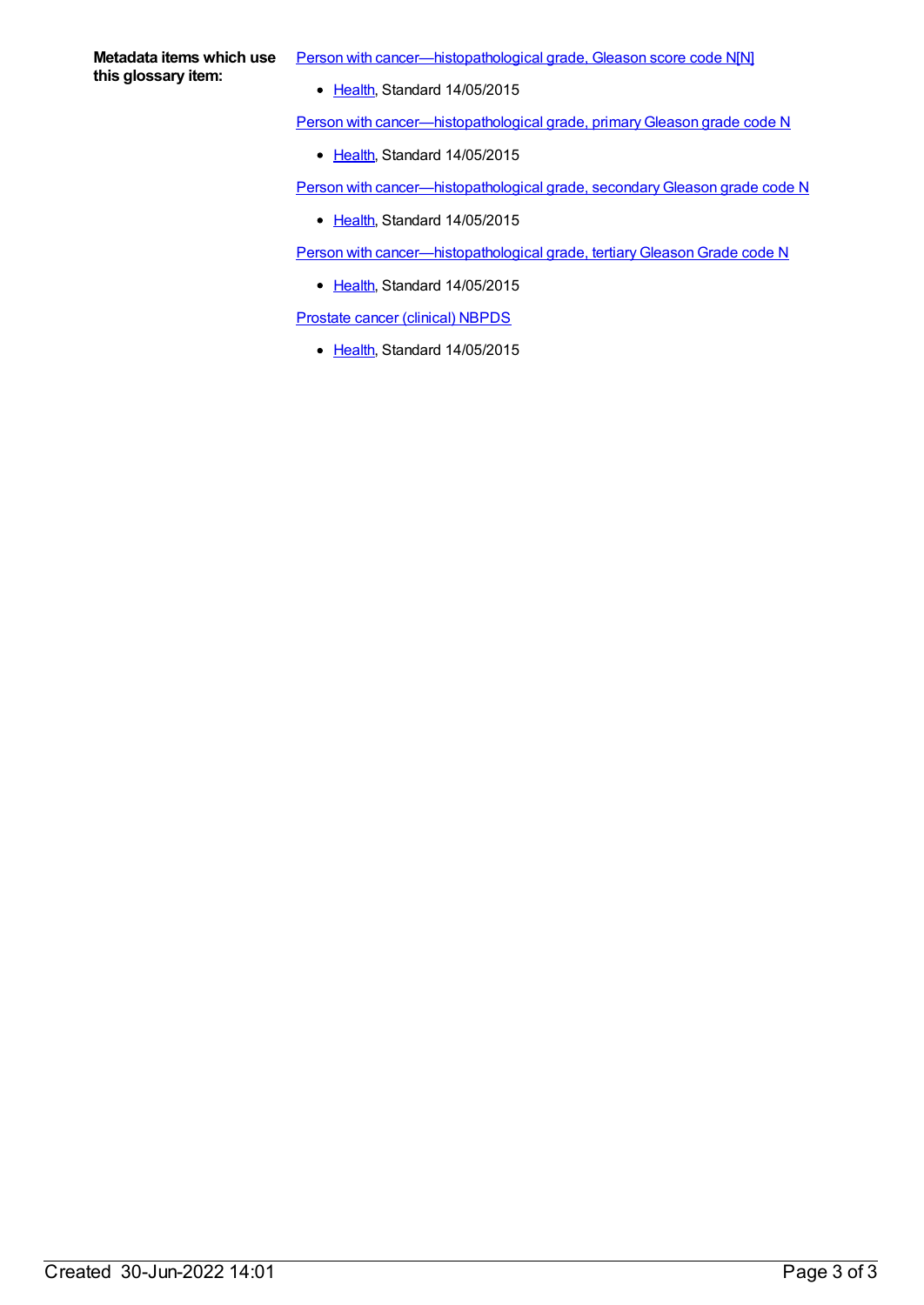**Metadata items which use this glossary item:**

Person with cancer—histopathological grade, Gleason score code N[N]

- Health, Standard 14/05/2015

Person with cancer—histopathological grade, primary Gleason grade code N

- Health, Standard 14/05/2015

Person with cancer—histopathological grade, secondary Gleason grade code N

- Health, Standard 14/05/2015

Person with cancer—histopathological grade, tertiary Gleason Grade code N

- Health, Standard 14/05/2015

Prostate cancer (clinical) NBPDS

- Health, Standard 14/05/2015